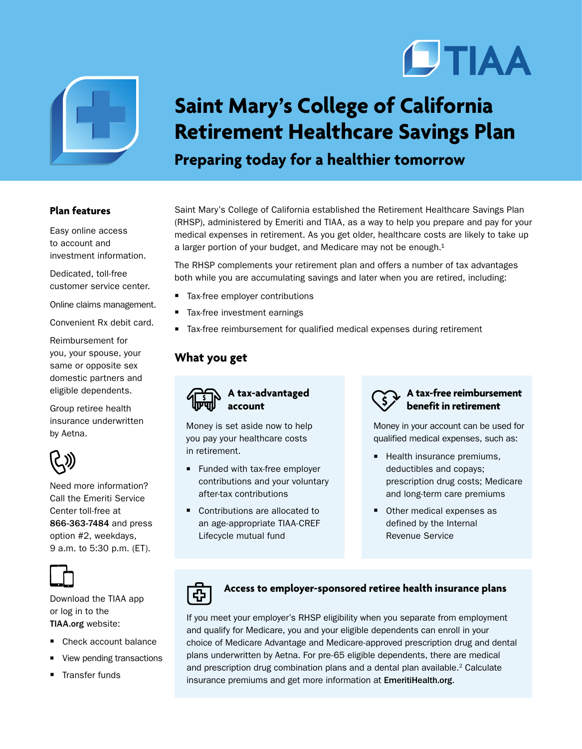# Saint Mary's College of California Retirement Healthcare Savings Plan

## Preparing today for a healthier tomorrow

Saint Mary's College of California established the Retirement Healthcare Savings Plan (RHSP), administered by Emeriti and TIAA, as a way to help you prepare and pay for your medical expenses in retirement. As you get older, healthcare costs are likely to take up a larger portion of your budget, and Medicare may not be enough.[1]

The RHSP complements your retirement plan and offers a number of tax advantages both while you are accumulating savings and later when you are retired, including:

- Tax-free employer contributions
- Tax-free investment earnings
- Tax-free reimbursement for qualified medical expenses during retirement

## What you get

### A tax-advantaged account

Money is set aside now to help you pay your healthcare costs in retirement.

- Funded with tax-free employer contributions and your voluntary after-tax contributions
- Contributions are allocated to an age-appropriate TIAA-CREF Lifecycle mutual fund

### A tax-free reimbursement benefit in retirement

Money in your account can be used for qualified medical expenses, such as:

- Health insurance premiums, deductibles and copays; prescription drug costs; Medicare and long-term care premiums
- Other medical expenses as defined by the Internal Revenue Service

### Access to employer-sponsored retiree health insurance plans

If you meet your employer's RHSP eligibility when you separate from employment and qualify for Medicare, you and your eligible dependents can enroll in your choice of Medicare Advantage and Medicare-approved prescription drug and dental plans underwritten by Aetna. For pre-65 eligible dependents, there are medical and prescription drug combination plans and a dental plan available.[2] Calculate insurance premiums and get more information at **EmeritiHealth.org**.

### Plan features

Easy online access to account and investment information.

Dedicated, toll-free customer service center.

Online claims management.

Convenient Rx debit card.

Reimbursement for you, your spouse, your same or opposite sex domestic partners and eligible dependents.

Group retiree health insurance underwritten by Aetna.

Need more information? Call the Emeriti Service Center toll-free at **866-363-7484** and press option #2, weekdays, 9 a.m. to 5:30 p.m. (ET).

Download the TIAA app or log in to the **TIAA.org** website:

- Check account balance
- View pending transactions
- Transfer funds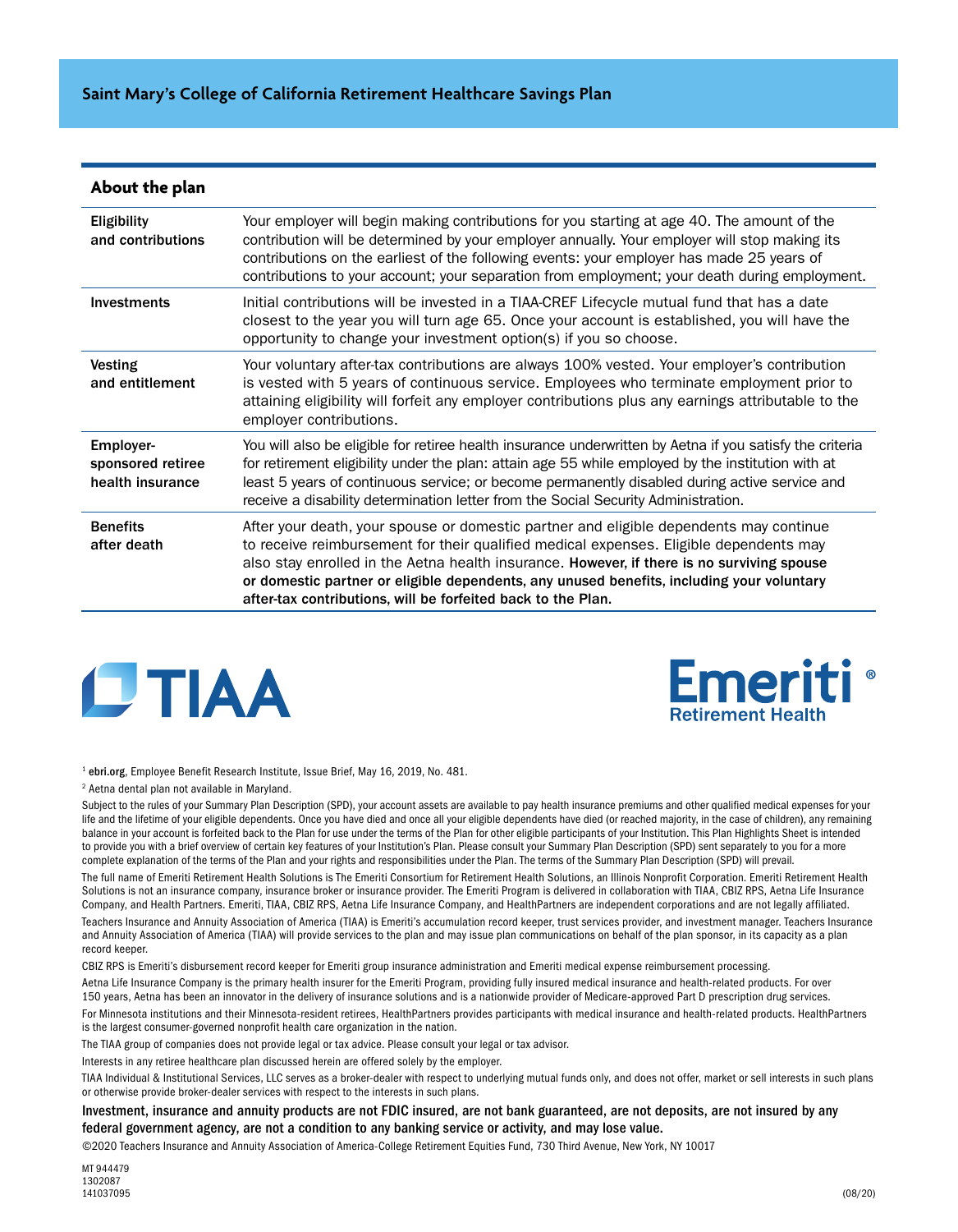# Saint Mary's College of California Retirement Healthcare Savings Plan

## About the plan

| | |
|---|---|
| **Eligibility and contributions** | Your employer will begin making contributions for you starting at age 40. The amount of the contribution will be determined by your employer annually. Your employer will stop making its contributions on the earliest of the following events: your employer has made 25 years of contributions to your account; your separation from employment; your death during employment. |
| **Investments** | Initial contributions will be invested in a TIAA-CREF Lifecycle mutual fund that has a date closest to the year you will turn age 65. Once your account is established, you will have the opportunity to change your investment option(s) if you so choose. |
| **Vesting and entitlement** | Your voluntary after-tax contributions are always 100% vested. Your employer's contribution is vested with 5 years of continuous service. Employees who terminate employment prior to attaining eligibility will forfeit any employer contributions plus any earnings attributable to the employer contributions. |
| **Employer-sponsored retiree health insurance** | You will also be eligible for retiree health insurance underwritten by Aetna if you satisfy the criteria for retirement eligibility under the plan: attain age 55 while employed by the institution with at least 5 years of continuous service; or become permanently disabled during active service and receive a disability determination letter from the Social Security Administration. |
| **Benefits after death** | After your death, your spouse or domestic partner and eligible dependents may continue to receive reimbursement for their qualified medical expenses. Eligible dependents may also stay enrolled in the Aetna health insurance. **However, if there is no surviving spouse or domestic partner or eligible dependents, any unused benefits, including your voluntary after-tax contributions, will be forfeited back to the Plan.** |

TIAA

Emeriti® Retirement Health

[1] **ebri.org**, Employee Benefit Research Institute, Issue Brief, May 16, 2019, No. 481.

[2] Aetna dental plan not available in Maryland.

Subject to the rules of your Summary Plan Description (SPD), your account assets are available to pay health insurance premiums and other qualified medical expenses for your life and the lifetime of your eligible dependents. Once you have died and once all your eligible dependents have died (or reached majority, in the case of children), any remaining balance in your account is forfeited back to the Plan for use under the terms of the Plan for other eligible participants of your Institution. This Plan Highlights Sheet is intended to provide you with a brief overview of certain key features of your Institution's Plan. Please consult your Summary Plan Description (SPD) sent separately to you for a more complete explanation of the terms of the Plan and your rights and responsibilities under the Plan. The terms of the Summary Plan Description (SPD) will prevail.

The full name of Emeriti Retirement Health Solutions is The Emeriti Consortium for Retirement Health Solutions, an Illinois Nonprofit Corporation. Emeriti Retirement Health Solutions is not an insurance company, insurance broker or insurance provider. The Emeriti Program is delivered in collaboration with TIAA, CBIZ RPS, Aetna Life Insurance Company, and Health Partners. Emeriti, TIAA, CBIZ RPS, Aetna Life Insurance Company, and HealthPartners are independent corporations and are not legally affiliated.

Teachers Insurance and Annuity Association of America (TIAA) is Emeriti's accumulation record keeper, trust services provider, and investment manager. Teachers Insurance and Annuity Association of America (TIAA) will provide services to the plan and may issue plan communications on behalf of the plan sponsor, in its capacity as a plan record keeper.

CBIZ RPS is Emeriti's disbursement record keeper for Emeriti group insurance administration and Emeriti medical expense reimbursement processing.

Aetna Life Insurance Company is the primary health insurer for the Emeriti Program, providing fully insured medical insurance and health-related products. For over 150 years, Aetna has been an innovator in the delivery of insurance solutions and is a nationwide provider of Medicare-approved Part D prescription drug services.

For Minnesota institutions and their Minnesota-resident retirees, HealthPartners provides participants with medical insurance and health-related products. HealthPartners is the largest consumer-governed nonprofit health care organization in the nation.

The TIAA group of companies does not provide legal or tax advice. Please consult your legal or tax advisor.

Interests in any retiree healthcare plan discussed herein are offered solely by the employer.

TIAA Individual & Institutional Services, LLC serves as a broker-dealer with respect to underlying mutual funds only, and does not offer, market or sell interests in such plans or otherwise provide broker-dealer services with respect to the interests in such plans.

**Investment, insurance and annuity products are not FDIC insured, are not bank guaranteed, are not deposits, are not insured by any federal government agency, are not a condition to any banking service or activity, and may lose value.**

©2020 Teachers Insurance and Annuity Association of America-College Retirement Equities Fund, 730 Third Avenue, New York, NY 10017

MT 944479
1302087
141037095

(08/20)